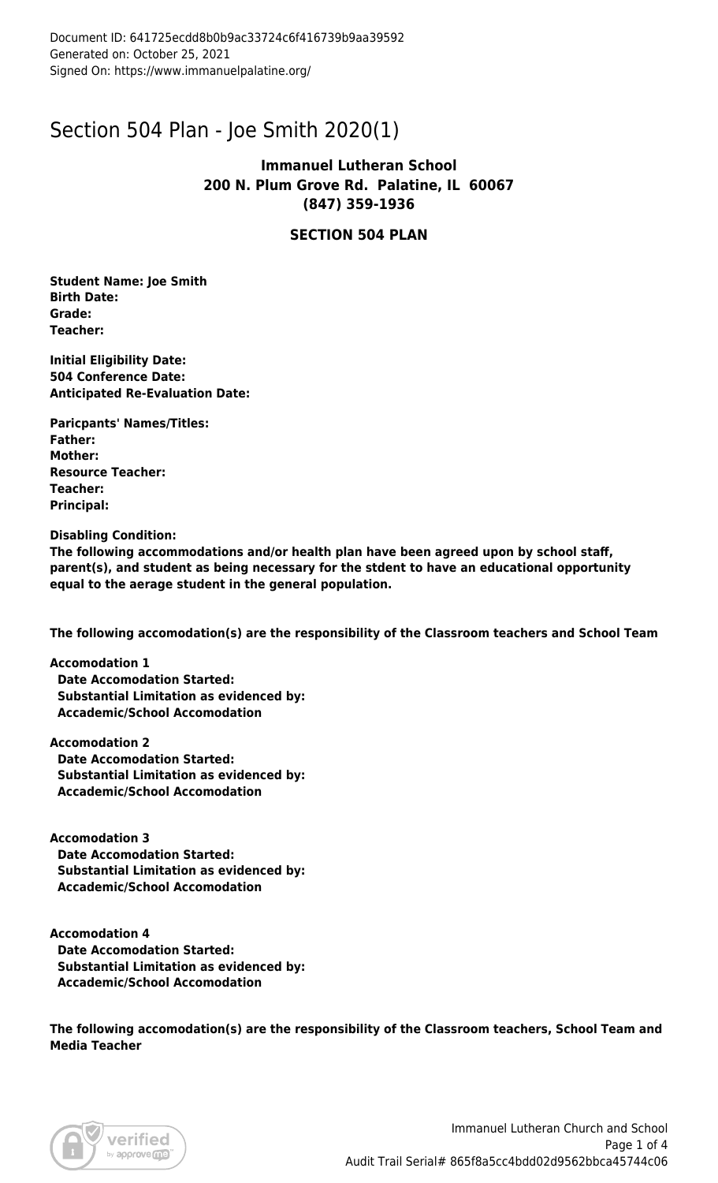Document ID: 641725ecdd8b0b9ac33724c6f416739b9aa39592
Generated on: October 25, 2021
Signed On: https://www.immanuelpalatine.org/

# Section 504 Plan - Joe Smith 2020(1)

**Immanuel Lutheran School**
**200 N. Plum Grove Rd. Palatine, IL 60067**
**(847) 359-1936**

## SECTION 504 PLAN

**Student Name: Joe Smith**
**Birth Date:**
**Grade:**
**Teacher:**

**Initial Eligibility Date:**
**504 Conference Date:**
**Anticipated Re-Evaluation Date:**

**Paricpants' Names/Titles:**
**Father:**
**Mother:**
**Resource Teacher:**
**Teacher:**
**Principal:**

**Disabling Condition:**
**The following accommodations and/or health plan have been agreed upon by school staff, parent(s), and student as being necessary for the stdent to have an educational opportunity equal to the aerage student in the general population.**

**The following accomodation(s) are the responsibility of the Classroom teachers and School Team**

**Accomodation 1**
**Date Accomodation Started:**
**Substantial Limitation as evidenced by:**
**Accademic/School Accomodation**

**Accomodation 2**
**Date Accomodation Started:**
**Substantial Limitation as evidenced by:**
**Accademic/School Accomodation**

**Accomodation 3**
**Date Accomodation Started:**
**Substantial Limitation as evidenced by:**
**Accademic/School Accomodation**

**Accomodation 4**
**Date Accomodation Started:**
**Substantial Limitation as evidenced by:**
**Accademic/School Accomodation**

**The following accomodation(s) are the responsibility of the Classroom teachers, School Team and Media Teacher**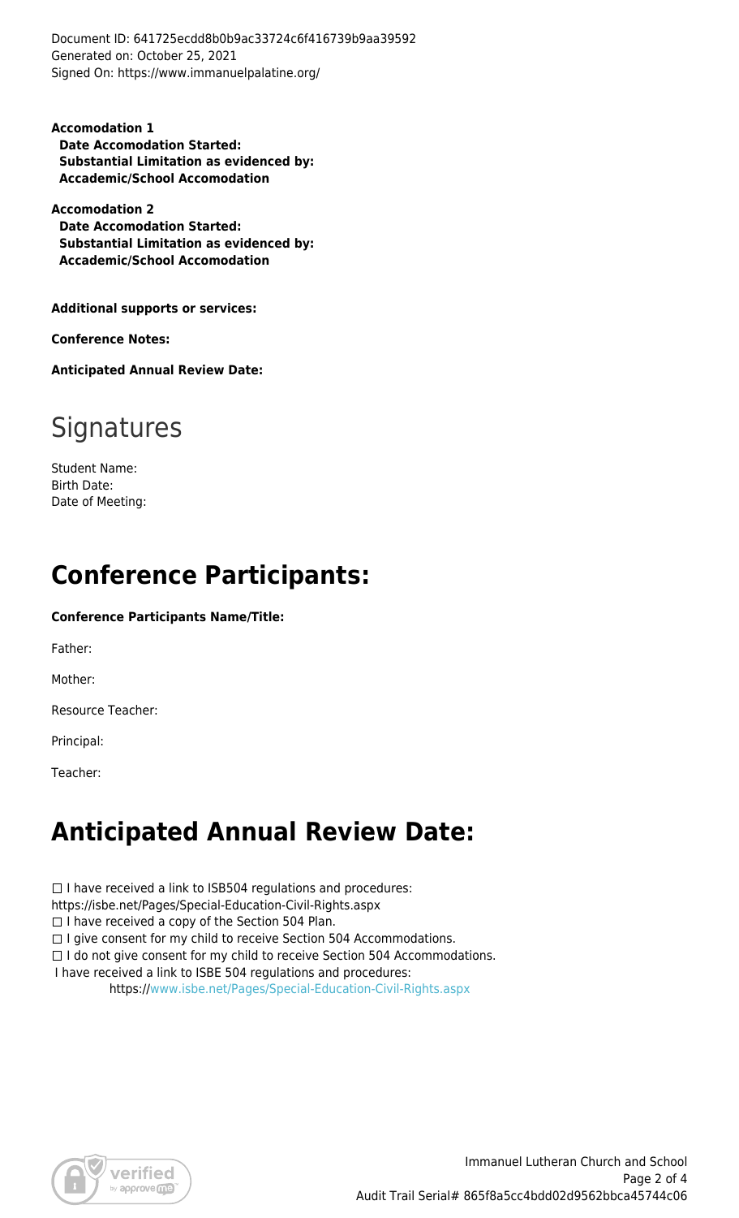Document ID: 641725ecdd8b0b9ac33724c6f416739b9aa39592
Generated on: October 25, 2021
Signed On: https://www.immanuelpalatine.org/

**Accomodation 1**
**Date Accomodation Started:**
**Substantial Limitation as evidenced by:**
**Accademic/School Accomodation**

**Accomodation 2**
**Date Accomodation Started:**
**Substantial Limitation as evidenced by:**
**Accademic/School Accomodation**

**Additional supports or services:**

**Conference Notes:**

**Anticipated Annual Review Date:**

# Signatures

Student Name:
Birth Date:
Date of Meeting:

## Conference Participants:

**Conference Participants Name/Title:**

Father:

Mother:

Resource Teacher:

Principal:

Teacher:

## Anticipated Annual Review Date:

☐ I have received a link to ISB504 regulations and procedures:
https://isbe.net/Pages/Special-Education-Civil-Rights.aspx
☐ I have received a copy of the Section 504 Plan.
☐ I give consent for my child to receive Section 504 Accommodations.
☐ I do not give consent for my child to receive Section 504 Accommodations.
I have received a link to ISBE 504 regulations and procedures:
https://www.isbe.net/Pages/Special-Education-Civil-Rights.aspx

Immanuel Lutheran Church and School
Audit Trail Serial# 865f8a5cc4bdd02d9562bbca45744c06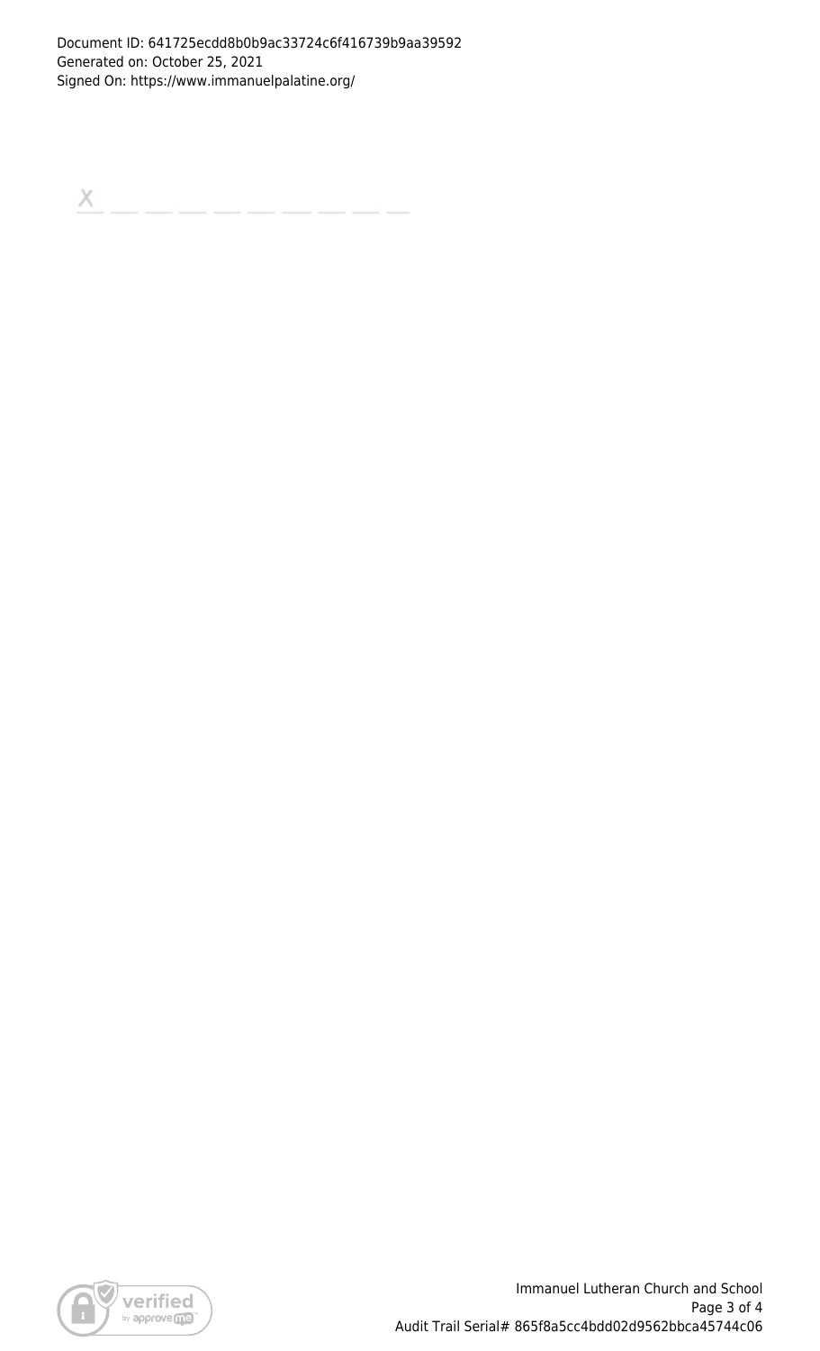Document ID: 641725ecdd8b0b9ac33724c6f416739b9aa39592
Generated on: October 25, 2021
Signed On: https://www.immanuelpalatine.org/

X \_\_ \_\_ \_\_ \_\_ \_\_ \_\_ \_\_ \_\_ \_\_ \_\_

Immanuel Lutheran Church and School

Audit Trail Serial# 865f8a5cc4bdd02d9562bbca45744c06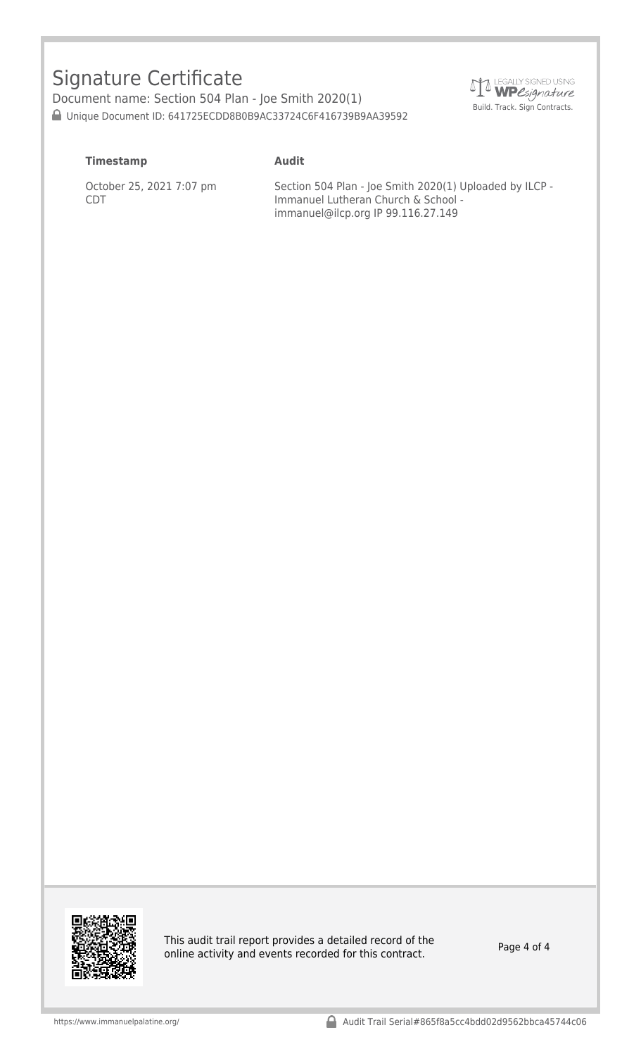# Signature Certificate

Document name: Section 504 Plan - Joe Smith 2020(1)

Unique Document ID: 641725ECDD8B0B9AC33724C6F416739B9AA39592

LEGALLY SIGNED USING **WP**eSignature
Build. Track. Sign Contracts.

| Timestamp | Audit |
| --- | --- |
| October 25, 2021 7:07 pm CDT | Section 504 Plan - Joe Smith 2020(1) Uploaded by ILCP - Immanuel Lutheran Church & School - immanuel@ilcp.org IP 99.116.27.149 |

This audit trail report provides a detailed record of the online activity and events recorded for this contract.

https://www.immanuelpalatine.org/

Audit Trail Serial#865f8a5cc4bdd02d9562bbca45744c06